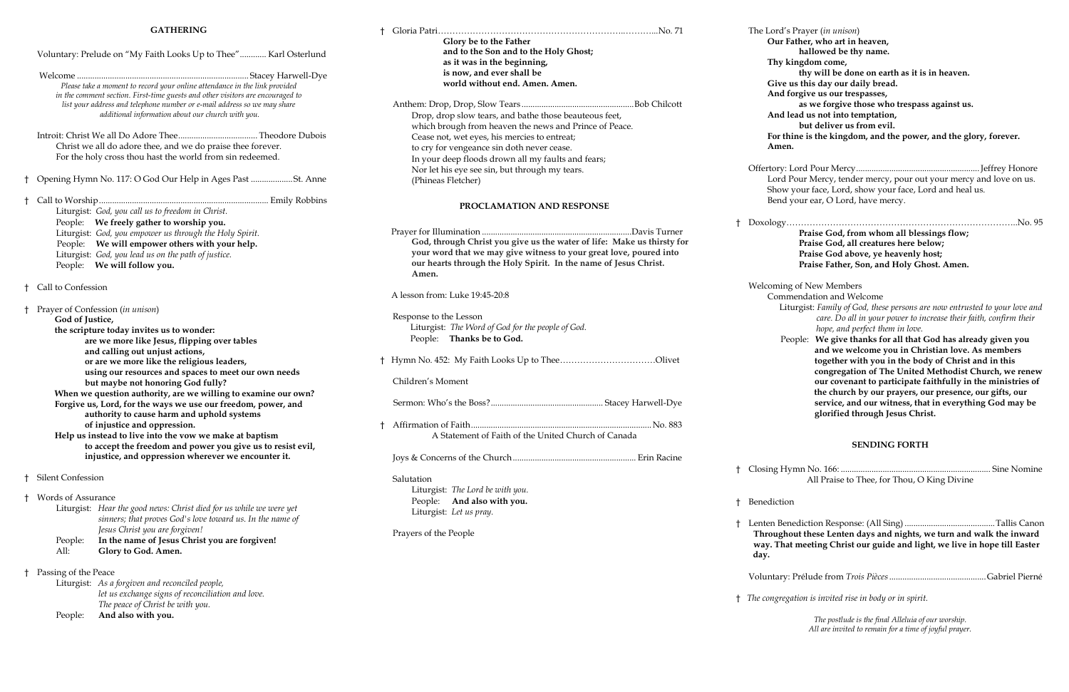## GATHERING

Voluntary: Prelude on "My Faith Looks Up to Thee"............ Karl Osterlund

Welcome .............................................................................Stacey Harwell-Dye

*Please take a moment to record your online attendance in the link provided in the comment section. First-time guests and other visitors are encouraged to list your address and telephone number or e-mail address so we may share additional information about our church with you.*

Introit: Christ We all Do Adore Thee.................................... Theodore Dubois

Christ we all do adore thee, and we do praise thee forever.
For the holy cross thou hast the world from sin redeemed.

† Opening Hymn No. 117: O God Our Help in Ages Past ...................St. Anne

† Call to Worship............................................................................ Emily Robbins

Liturgist: *God, you call us to freedom in Christ.*
People: **We freely gather to worship you.**
Liturgist: *God, you empower us through the Holy Spirit.*
People: **We will empower others with your help.**
Liturgist: *God, you lead us on the path of justice.*
People: **We will follow you.**

† Call to Confession

† Prayer of Confession (*in unison*)

**God of Justice,**
**the scripture today invites us to wonder:**
**are we more like Jesus, flipping over tables**
**and calling out unjust actions,**
**or are we more like the religious leaders,**
**using our resources and spaces to meet our own needs**
**but maybe not honoring God fully?**
**When we question authority, are we willing to examine our own?**
**Forgive us, Lord, for the ways we use our freedom, power, and**
**authority to cause harm and uphold systems**
**of injustice and oppression.**
**Help us instead to live into the vow we make at baptism**
**to accept the freedom and power you give us to resist evil,**
**injustice, and oppression wherever we encounter it.**

† Silent Confession

† Words of Assurance

Liturgist: *Hear the good news: Christ died for us while we were yet sinners; that proves God's love toward us. In the name of Jesus Christ you are forgiven!*
People: **In the name of Jesus Christ you are forgiven!**
All: **Glory to God. Amen.**

† Passing of the Peace

Liturgist: *As a forgiven and reconciled people, let us exchange signs of reconciliation and love. The peace of Christ be with you.*
People: **And also with you.**

† Gloria Patri.............................................................................No. 71

**Glory be to the Father**
**and to the Son and to the Holy Ghost;**
**as it was in the beginning,**
**is now, and ever shall be**
**world without end. Amen. Amen.**

Anthem: Drop, Drop, Slow Tears.................................................Bob Chilcott

Drop, drop slow tears, and bathe those beauteous feet,
which brough from heaven the news and Prince of Peace.
Cease not, wet eyes, his mercies to entreat;
to cry for vengeance sin doth never cease.
In your deep floods drown all my faults and fears;
Nor let his eye see sin, but through my tears.
(Phineas Fletcher)

## PROCLAMATION AND RESPONSE

Prayer for Illumination ....................................................................Davis Turner

**God, through Christ you give us the water of life: Make us thirsty for your word that we may give witness to your great love, poured into our hearts through the Holy Spirit. In the name of Jesus Christ. Amen.**

A lesson from: Luke 19:45-20:8

Response to the Lesson

Liturgist: *The Word of God for the people of God.*
People: **Thanks be to God.**

† Hymn No. 452: My Faith Looks Up to Thee..............................Olivet

Children's Moment

Sermon: Who's the Boss?.................................................. Stacey Harwell-Dye

† Affirmation of Faith...............................................................................No. 883

A Statement of Faith of the United Church of Canada

Joys & Concerns of the Church........................................................ Erin Racine

Salutation

Liturgist: *The Lord be with you.*
People: **And also with you.**
Liturgist: *Let us pray.*

Prayers of the People

The Lord's Prayer (*in unison*)

**Our Father, who art in heaven,**
**hallowed be thy name.**
**Thy kingdom come,**
**thy will be done on earth as it is in heaven.**
**Give us this day our daily bread.**
**And forgive us our trespasses,**
**as we forgive those who trespass against us.**
**And lead us not into temptation,**
**but deliver us from evil.**
**For thine is the kingdom, and the power, and the glory, forever.**
**Amen.**

Offertory: Lord Pour Mercy....................................................... Jeffrey Honore

Lord Pour Mercy, tender mercy, pour out your mercy and love on us.
Show your face, Lord, show your face, Lord and heal us.
Bend your ear, O Lord, have mercy.

† Doxology..............................................................................No. 95

**Praise God, from whom all blessings flow;**
**Praise God, all creatures here below;**
**Praise God above, ye heavenly host;**
**Praise Father, Son, and Holy Ghost. Amen.**

Welcoming of New Members

Commendation and Welcome

Liturgist: *Family of God, these persons are now entrusted to your love and care. Do all in your power to increase their faith, confirm their hope, and perfect them in love.*

People: **We give thanks for all that God has already given you and we welcome you in Christian love. As members together with you in the body of Christ and in this congregation of The United Methodist Church, we renew our covenant to participate faithfully in the ministries of the church by our prayers, our presence, our gifts, our service, and our witness, that in everything God may be glorified through Jesus Christ.**

## SENDING FORTH

† Closing Hymn No. 166: .................................................................... Sine Nomine

All Praise to Thee, for Thou, O King Divine

† Benediction

† Lenten Benediction Response: (All Sing) ..........................................Tallis Canon

**Throughout these Lenten days and nights, we turn and walk the inward way. That meeting Christ our guide and light, we live in hope till Easter day.**

Voluntary: Prélude from *Trois Pièces*............................................Gabriel Pierné

† *The congregation is invited rise in body or in spirit.*

*The postlude is the final Alleluia of our worship.*
*All are invited to remain for a time of joyful prayer.*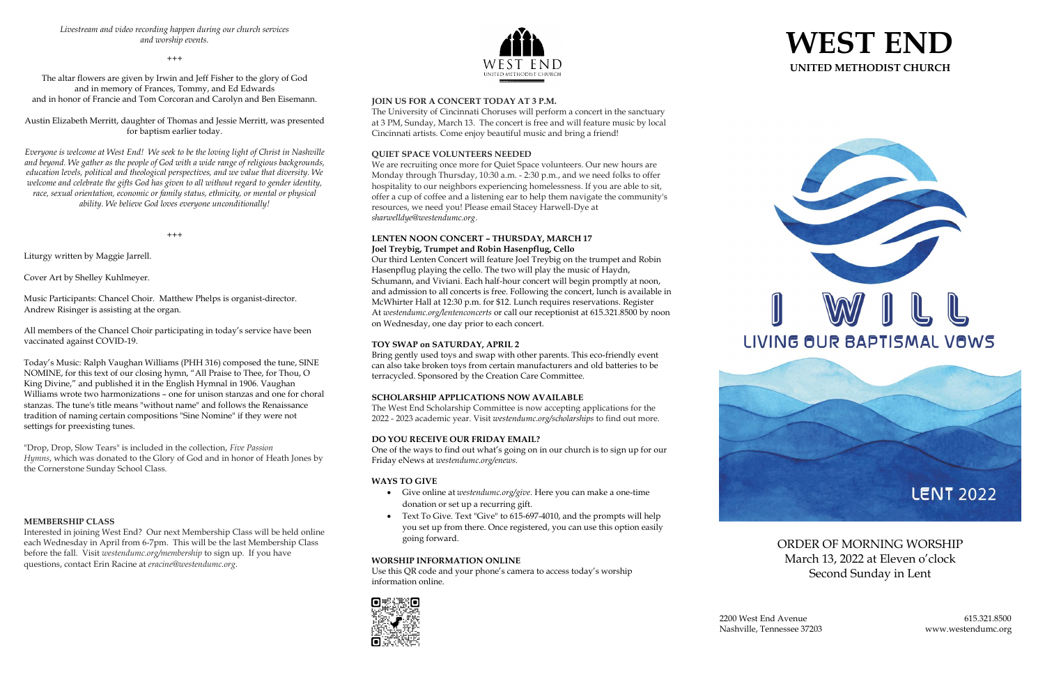*Livestream and video recording happen during our church services and worship events.*

+++

The altar flowers are given by Irwin and Jeff Fisher to the glory of God and in memory of Frances, Tommy, and Ed Edwards and in honor of Francie and Tom Corcoran and Carolyn and Ben Eisemann.

Austin Elizabeth Merritt, daughter of Thomas and Jessie Merritt, was presented for baptism earlier today.

*Everyone is welcome at West End! We seek to be the loving light of Christ in Nashville and beyond. We gather as the people of God with a wide range of religious backgrounds, education levels, political and theological perspectives, and we value that diversity. We welcome and celebrate the gifts God has given to all without regard to gender identity, race, sexual orientation, economic or family status, ethnicity, or mental or physical ability. We believe God loves everyone unconditionally!*

+++

Liturgy written by Maggie Jarrell.

Cover Art by Shelley Kuhlmeyer.

Music Participants: Chancel Choir. Matthew Phelps is organist-director. Andrew Risinger is assisting at the organ.

All members of the Chancel Choir participating in today's service have been vaccinated against COVID-19.

Today's Music: Ralph Vaughan Williams (PHH 316) composed the tune, SINE NOMINE, for this text of our closing hymn, "All Praise to Thee, for Thou, O King Divine," and published it in the English Hymnal in 1906. Vaughan Williams wrote two harmonizations – one for unison stanzas and one for choral stanzas. The tune's title means "without name" and follows the Renaissance tradition of naming certain compositions "Sine Nomine" if they were not settings for preexisting tunes.

"Drop, Drop, Slow Tears" is included in the collection, *Five Passion Hymns*, which was donated to the Glory of God and in honor of Heath Jones by the Cornerstone Sunday School Class.

**MEMBERSHIP CLASS**

Interested in joining West End? Our next Membership Class will be held online each Wednesday in April from 6-7pm. This will be the last Membership Class before the fall. Visit *westendumc.org/membership* to sign up. If you have questions, contact Erin Racine at *eracine@westendumc.org*.

WEST END UNITED METHODIST CHURCH

**JOIN US FOR A CONCERT TODAY AT 3 P.M.**

The University of Cincinnati Choruses will perform a concert in the sanctuary at 3 PM, Sunday, March 13. The concert is free and will feature music by local Cincinnati artists. Come enjoy beautiful music and bring a friend!

**QUIET SPACE VOLUNTEERS NEEDED**

We are recruiting once more for Quiet Space volunteers. Our new hours are Monday through Thursday, 10:30 a.m. - 2:30 p.m., and we need folks to offer hospitality to our neighbors experiencing homelessness. If you are able to sit, offer a cup of coffee and a listening ear to help them navigate the community's resources, we need you! Please email Stacey Harwell-Dye at *sharwelldye@westendumc.org*.

**LENTEN NOON CONCERT – THURSDAY, MARCH 17**
**Joel Treybig, Trumpet and Robin Hasenpflug, Cello**

Our third Lenten Concert will feature Joel Treybig on the trumpet and Robin Hasenpflug playing the cello. The two will play the music of Haydn, Schumann, and Viviani. Each half-hour concert will begin promptly at noon, and admission to all concerts is free. Following the concert, lunch is available in McWhirter Hall at 12:30 p.m. for $12. Lunch requires reservations. Register At *westendumc.org/lentenconcerts* or call our receptionist at 615.321.8500 by noon on Wednesday, one day prior to each concert.

**TOY SWAP on SATURDAY, APRIL 2**

Bring gently used toys and swap with other parents. This eco-friendly event can also take broken toys from certain manufacturers and old batteries to be terracycled. Sponsored by the Creation Care Committee.

**SCHOLARSHIP APPLICATIONS NOW AVAILABLE**

The West End Scholarship Committee is now accepting applications for the 2022 - 2023 academic year. Visit *westendumc.org/scholarships* to find out more.

**DO YOU RECEIVE OUR FRIDAY EMAIL?**

One of the ways to find out what's going on in our church is to sign up for our Friday eNews at *westendumc.org/enews*.

**WAYS TO GIVE**

- Give online at *westendumc.org/give*. Here you can make a one-time donation or set up a recurring gift.
- Text To Give. Text "Give" to 615-697-4010, and the prompts will help you set up from there. Once registered, you can use this option easily going forward.

**WORSHIP INFORMATION ONLINE**

Use this QR code and your phone's camera to access today's worship information online.

# WEST END
**UNITED METHODIST CHURCH**

I WILL
LIVING OUR BAPTISMAL VOWS

LENT 2022

ORDER OF MORNING WORSHIP
March 13, 2022 at Eleven o'clock
Second Sunday in Lent

2200 West End Avenue
Nashville, Tennessee 37203

615.321.8500
www.westendumc.org